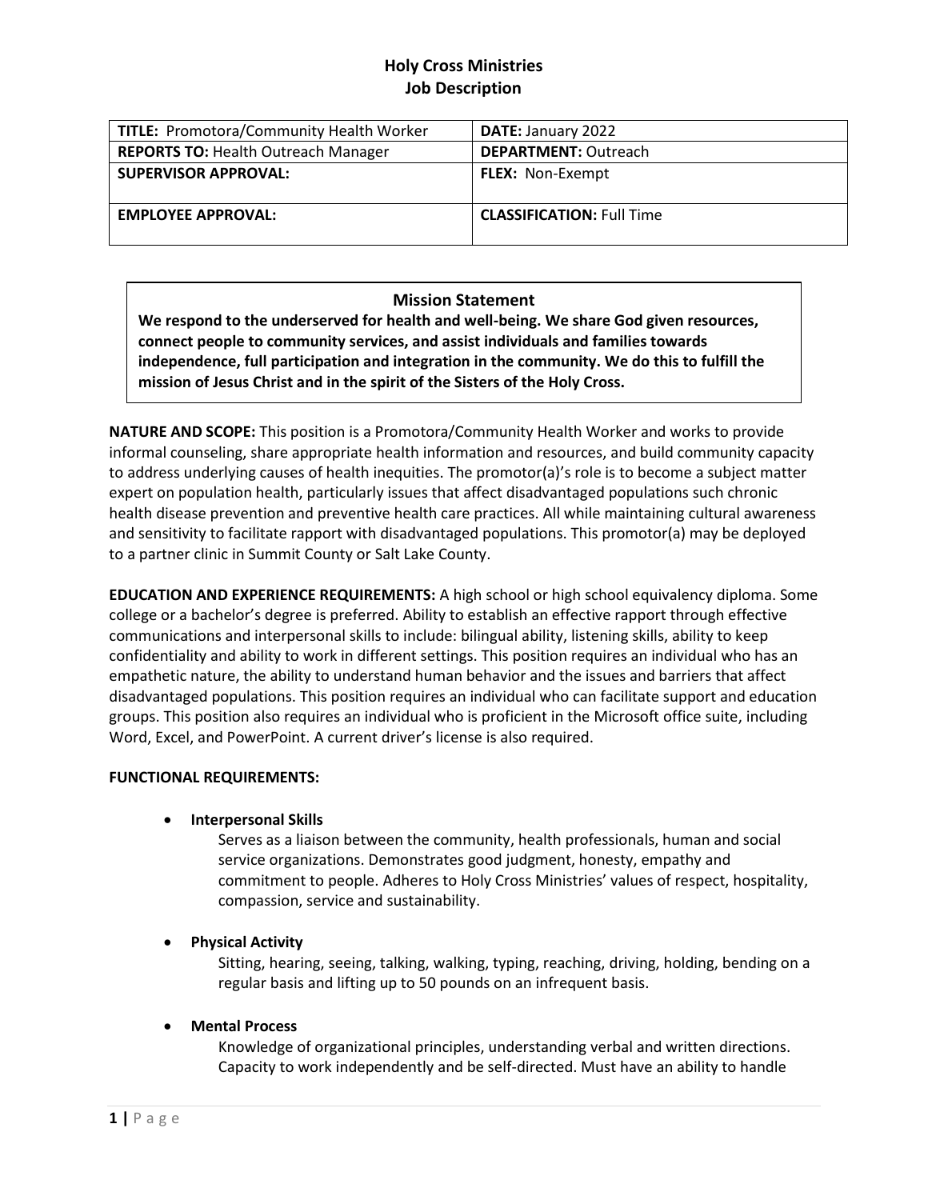# Holy Cross Ministries
## Job Description

| **TITLE:** Promotora/Community Health Worker | **DATE:** January 2022 |
|---|---|
| **REPORTS TO:** Health Outreach Manager | **DEPARTMENT:** Outreach |
| **SUPERVISOR APPROVAL:** | **FLEX:** Non-Exempt |
| **EMPLOYEE APPROVAL:** | **CLASSIFICATION:** Full Time |

### Mission Statement

**We respond to the underserved for health and well-being. We share God given resources, connect people to community services, and assist individuals and families towards independence, full participation and integration in the community. We do this to fulfill the mission of Jesus Christ and in the spirit of the Sisters of the Holy Cross.**

**NATURE AND SCOPE:** This position is a Promotora/Community Health Worker and works to provide informal counseling, share appropriate health information and resources, and build community capacity to address underlying causes of health inequities. The promotor(a)'s role is to become a subject matter expert on population health, particularly issues that affect disadvantaged populations such chronic health disease prevention and preventive health care practices. All while maintaining cultural awareness and sensitivity to facilitate rapport with disadvantaged populations. This promotor(a) may be deployed to a partner clinic in Summit County or Salt Lake County.

**EDUCATION AND EXPERIENCE REQUIREMENTS:** A high school or high school equivalency diploma. Some college or a bachelor's degree is preferred. Ability to establish an effective rapport through effective communications and interpersonal skills to include: bilingual ability, listening skills, ability to keep confidentiality and ability to work in different settings. This position requires an individual who has an empathetic nature, the ability to understand human behavior and the issues and barriers that affect disadvantaged populations. This position requires an individual who can facilitate support and education groups. This position also requires an individual who is proficient in the Microsoft office suite, including Word, Excel, and PowerPoint. A current driver's license is also required.

**FUNCTIONAL REQUIREMENTS:**

- **Interpersonal Skills**
  Serves as a liaison between the community, health professionals, human and social service organizations. Demonstrates good judgment, honesty, empathy and commitment to people. Adheres to Holy Cross Ministries' values of respect, hospitality, compassion, service and sustainability.

- **Physical Activity**
  Sitting, hearing, seeing, talking, walking, typing, reaching, driving, holding, bending on a regular basis and lifting up to 50 pounds on an infrequent basis.

- **Mental Process**
  Knowledge of organizational principles, understanding verbal and written directions. Capacity to work independently and be self-directed. Must have an ability to handle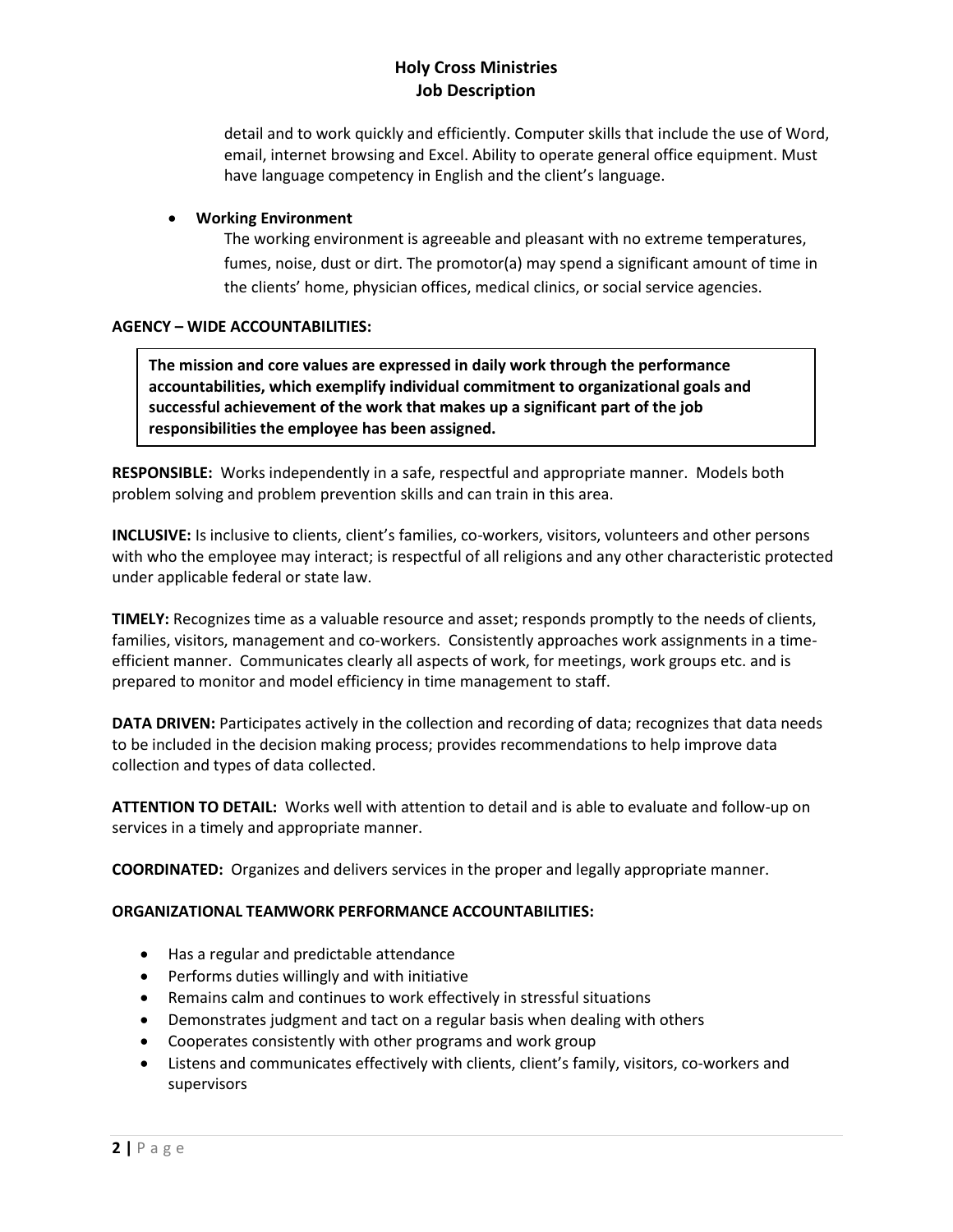detail and to work quickly and efficiently. Computer skills that include the use of Word, email, internet browsing and Excel. Ability to operate general office equipment. Must have language competency in English and the client's language.

- **Working Environment**

  The working environment is agreeable and pleasant with no extreme temperatures, fumes, noise, dust or dirt. The promotor(a) may spend a significant amount of time in the clients' home, physician offices, medical clinics, or social service agencies.

**AGENCY – WIDE ACCOUNTABILITIES:**

**The mission and core values are expressed in daily work through the performance accountabilities, which exemplify individual commitment to organizational goals and successful achievement of the work that makes up a significant part of the job responsibilities the employee has been assigned.**

**RESPONSIBLE:** Works independently in a safe, respectful and appropriate manner. Models both problem solving and problem prevention skills and can train in this area.

**INCLUSIVE:** Is inclusive to clients, client's families, co-workers, visitors, volunteers and other persons with who the employee may interact; is respectful of all religions and any other characteristic protected under applicable federal or state law.

**TIMELY:** Recognizes time as a valuable resource and asset; responds promptly to the needs of clients, families, visitors, management and co-workers. Consistently approaches work assignments in a time-efficient manner. Communicates clearly all aspects of work, for meetings, work groups etc. and is prepared to monitor and model efficiency in time management to staff.

**DATA DRIVEN:** Participates actively in the collection and recording of data; recognizes that data needs to be included in the decision making process; provides recommendations to help improve data collection and types of data collected.

**ATTENTION TO DETAIL:** Works well with attention to detail and is able to evaluate and follow-up on services in a timely and appropriate manner.

**COORDINATED:** Organizes and delivers services in the proper and legally appropriate manner.

**ORGANIZATIONAL TEAMWORK PERFORMANCE ACCOUNTABILITIES:**

- Has a regular and predictable attendance
- Performs duties willingly and with initiative
- Remains calm and continues to work effectively in stressful situations
- Demonstrates judgment and tact on a regular basis when dealing with others
- Cooperates consistently with other programs and work group
- Listens and communicates effectively with clients, client's family, visitors, co-workers and supervisors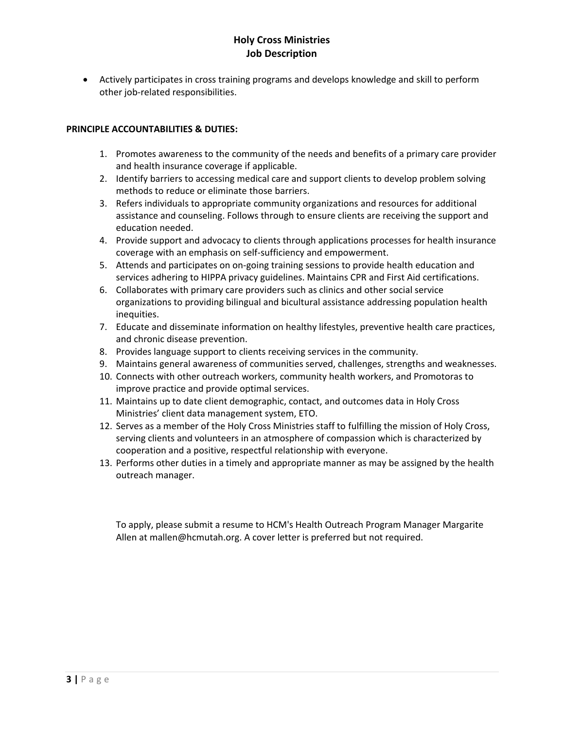- Actively participates in cross training programs and develops knowledge and skill to perform other job-related responsibilities.

**PRINCIPLE ACCOUNTABILITIES & DUTIES:**

1. Promotes awareness to the community of the needs and benefits of a primary care provider and health insurance coverage if applicable.
2. Identify barriers to accessing medical care and support clients to develop problem solving methods to reduce or eliminate those barriers.
3. Refers individuals to appropriate community organizations and resources for additional assistance and counseling. Follows through to ensure clients are receiving the support and education needed.
4. Provide support and advocacy to clients through applications processes for health insurance coverage with an emphasis on self-sufficiency and empowerment.
5. Attends and participates on on-going training sessions to provide health education and services adhering to HIPPA privacy guidelines. Maintains CPR and First Aid certifications.
6. Collaborates with primary care providers such as clinics and other social service organizations to providing bilingual and bicultural assistance addressing population health inequities.
7. Educate and disseminate information on healthy lifestyles, preventive health care practices, and chronic disease prevention.
8. Provides language support to clients receiving services in the community.
9. Maintains general awareness of communities served, challenges, strengths and weaknesses.
10. Connects with other outreach workers, community health workers, and Promotoras to improve practice and provide optimal services.
11. Maintains up to date client demographic, contact, and outcomes data in Holy Cross Ministries' client data management system, ETO.
12. Serves as a member of the Holy Cross Ministries staff to fulfilling the mission of Holy Cross, serving clients and volunteers in an atmosphere of compassion which is characterized by cooperation and a positive, respectful relationship with everyone.
13. Performs other duties in a timely and appropriate manner as may be assigned by the health outreach manager.

To apply, please submit a resume to HCM's Health Outreach Program Manager Margarite Allen at mallen@hcmutah.org. A cover letter is preferred but not required.